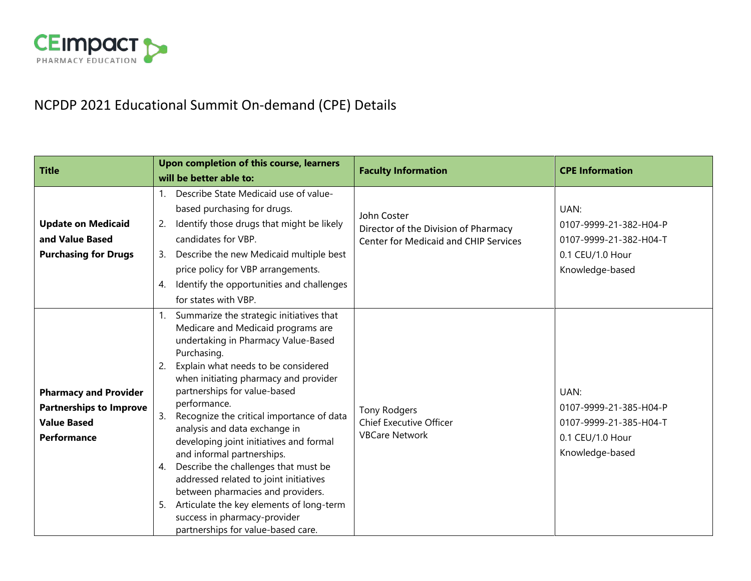# NCPDP 2021 Educational Summit On-demand (CPE) Details

| Title | Upon completion of this course, learners will be better able to: | Faculty Information | CPE Information |
|---|---|---|---|
| **Update on Medicaid and Value Based Purchasing for Drugs** | 1. Describe State Medicaid use of value-based purchasing for drugs.<br>2. Identify those drugs that might be likely candidates for VBP.<br>3. Describe the new Medicaid multiple best price policy for VBP arrangements.<br>4. Identify the opportunities and challenges for states with VBP. | John Coster<br>Director of the Division of Pharmacy<br>Center for Medicaid and CHIP Services | UAN:<br>0107-9999-21-382-H04-P<br>0107-9999-21-382-H04-T<br>0.1 CEU/1.0 Hour<br>Knowledge-based |
| **Pharmacy and Provider Partnerships to Improve Value Based Performance** | 1. Summarize the strategic initiatives that Medicare and Medicaid programs are undertaking in Pharmacy Value-Based Purchasing.<br>2. Explain what needs to be considered when initiating pharmacy and provider partnerships for value-based performance.<br>3. Recognize the critical importance of data analysis and data exchange in developing joint initiatives and formal and informal partnerships.<br>4. Describe the challenges that must be addressed related to joint initiatives between pharmacies and providers.<br>5. Articulate the key elements of long-term success in pharmacy-provider partnerships for value-based care. | Tony Rodgers<br>Chief Executive Officer<br>VBCare Network | UAN:<br>0107-9999-21-385-H04-P<br>0107-9999-21-385-H04-T<br>0.1 CEU/1.0 Hour<br>Knowledge-based |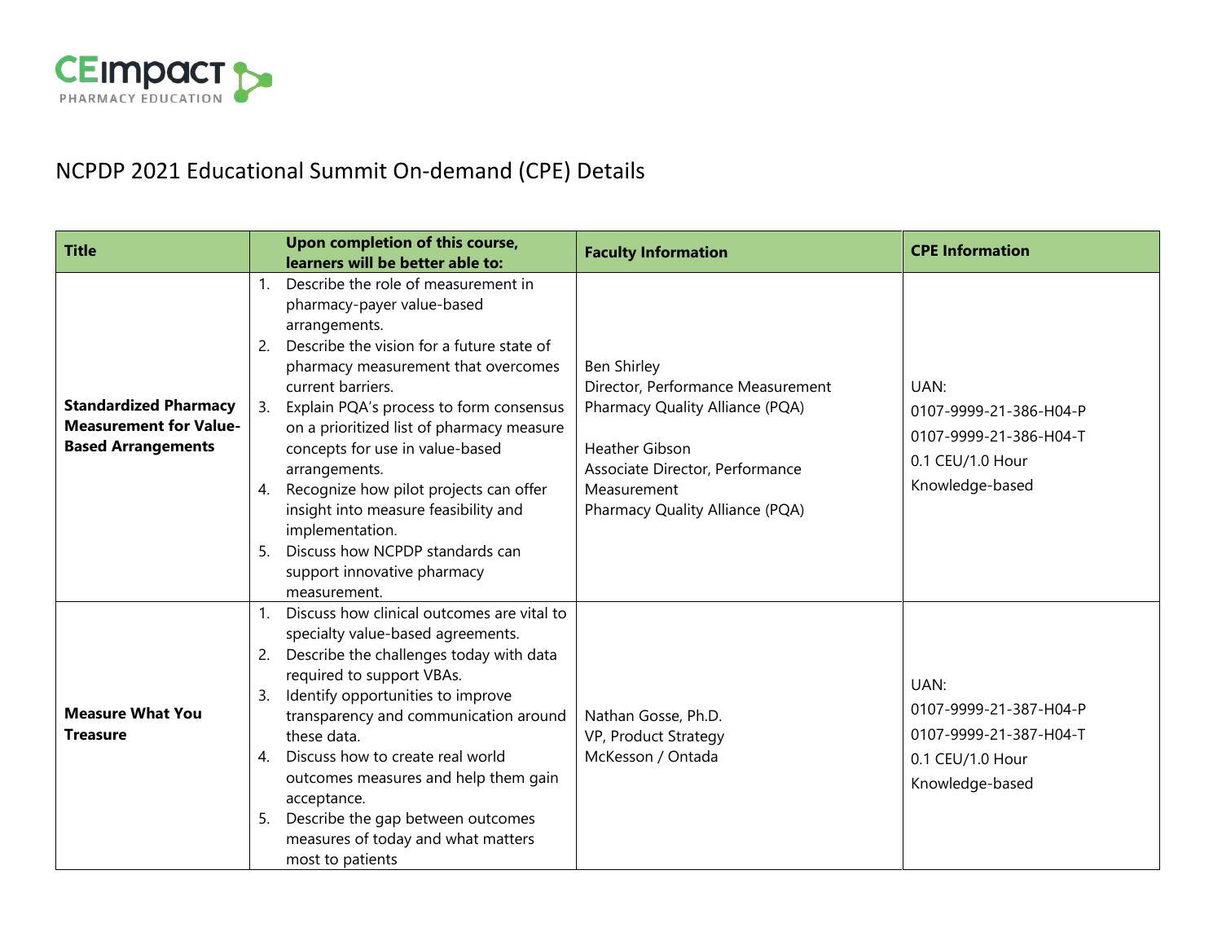CEimpact PHARMACY EDUCATION

# NCPDP 2021 Educational Summit On-demand (CPE) Details

| Title | Upon completion of this course, learners will be better able to: | Faculty Information | CPE Information |
|---|---|---|---|
| **Standardized Pharmacy Measurement for Value-Based Arrangements** | 1. Describe the role of measurement in pharmacy-payer value-based arrangements.<br>2. Describe the vision for a future state of pharmacy measurement that overcomes current barriers.<br>3. Explain PQA's process to form consensus on a prioritized list of pharmacy measure concepts for use in value-based arrangements.<br>4. Recognize how pilot projects can offer insight into measure feasibility and implementation.<br>5. Discuss how NCPDP standards can support innovative pharmacy measurement. | Ben Shirley<br>Director, Performance Measurement<br>Pharmacy Quality Alliance (PQA)<br><br>Heather Gibson<br>Associate Director, Performance Measurement<br>Pharmacy Quality Alliance (PQA) | UAN:<br>0107-9999-21-386-H04-P<br>0107-9999-21-386-H04-T<br>0.1 CEU/1.0 Hour<br>Knowledge-based |
| **Measure What You Treasure** | 1. Discuss how clinical outcomes are vital to specialty value-based agreements.<br>2. Describe the challenges today with data required to support VBAs.<br>3. Identify opportunities to improve transparency and communication around these data.<br>4. Discuss how to create real world outcomes measures and help them gain acceptance.<br>5. Describe the gap between outcomes measures of today and what matters most to patients | Nathan Gosse, Ph.D.<br>VP, Product Strategy<br>McKesson / Ontada | UAN:<br>0107-9999-21-387-H04-P<br>0107-9999-21-387-H04-T<br>0.1 CEU/1.0 Hour<br>Knowledge-based |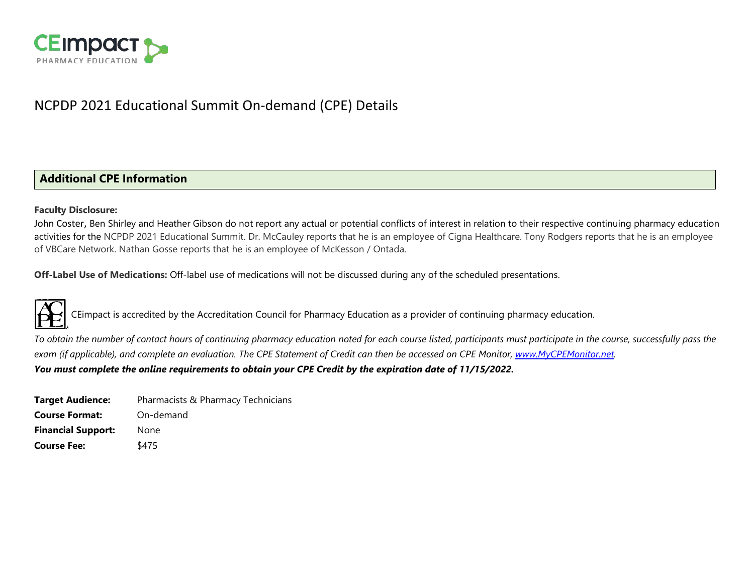# NCPDP 2021 Educational Summit On-demand (CPE) Details

## Additional CPE Information

**Faculty Disclosure:**
John Coster, Ben Shirley and Heather Gibson do not report any actual or potential conflicts of interest in relation to their respective continuing pharmacy education activities for the NCPDP 2021 Educational Summit. Dr. McCauley reports that he is an employee of Cigna Healthcare. Tony Rodgers reports that he is an employee of VBCare Network. Nathan Gosse reports that he is an employee of McKesson / Ontada.

**Off-Label Use of Medications:** Off-label use of medications will not be discussed during any of the scheduled presentations.

CEimpact is accredited by the Accreditation Council for Pharmacy Education as a provider of continuing pharmacy education.

*To obtain the number of contact hours of continuing pharmacy education noted for each course listed, participants must participate in the course, successfully pass the exam (if applicable), and complete an evaluation. The CPE Statement of Credit can then be accessed on CPE Monitor, [www.MyCPEMonitor.net](www.MyCPEMonitor.net).*
***You must complete the online requirements to obtain your CPE Credit by the expiration date of 11/15/2022.***

**Target Audience:** Pharmacists & Pharmacy Technicians
**Course Format:** On-demand
**Financial Support:** None
**Course Fee:** $475